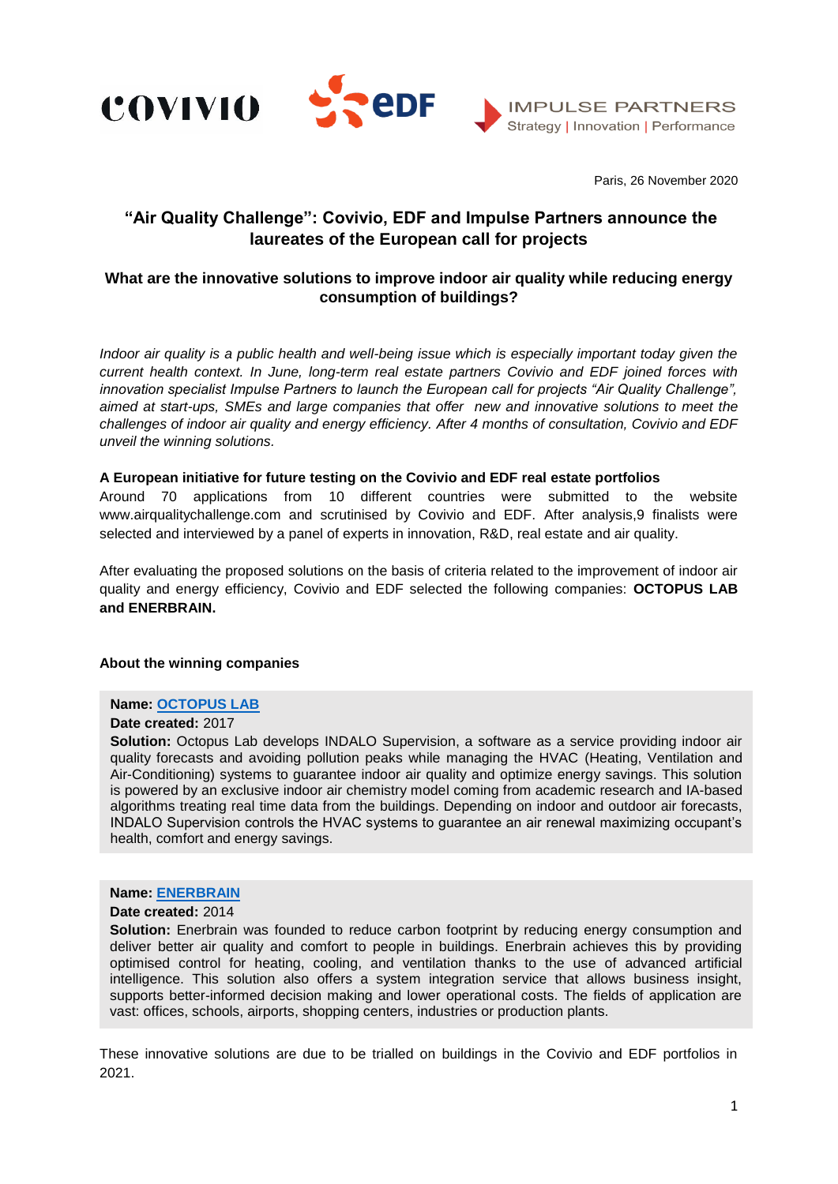COVIVIO EDF IMPULSE PARTNERS
Strategy | Innovation | Performance

Paris, 26 November 2020

# "Air Quality Challenge": Covivio, EDF and Impulse Partners announce the laureates of the European call for projects

## What are the innovative solutions to improve indoor air quality while reducing energy consumption of buildings?

*Indoor air quality is a public health and well-being issue which is especially important today given the current health context. In June, long-term real estate partners Covivio and EDF joined forces with innovation specialist Impulse Partners to launch the European call for projects "Air Quality Challenge", aimed at start-ups, SMEs and large companies that offer new and innovative solutions to meet the challenges of indoor air quality and energy efficiency. After 4 months of consultation, Covivio and EDF unveil the winning solutions.*

**A European initiative for future testing on the Covivio and EDF real estate portfolios**

Around 70 applications from 10 different countries were submitted to the website www.airqualitychallenge.com and scrutinised by Covivio and EDF. After analysis,9 finalists were selected and interviewed by a panel of experts in innovation, R&D, real estate and air quality.

After evaluating the proposed solutions on the basis of criteria related to the improvement of indoor air quality and energy efficiency, Covivio and EDF selected the following companies: **OCTOPUS LAB and ENERBRAIN.**

**About the winning companies**

**Name:** **OCTOPUS LAB**
**Date created:** 2017
**Solution:** Octopus Lab develops INDALO Supervision, a software as a service providing indoor air quality forecasts and avoiding pollution peaks while managing the HVAC (Heating, Ventilation and Air-Conditioning) systems to guarantee indoor air quality and optimize energy savings. This solution is powered by an exclusive indoor air chemistry model coming from academic research and IA-based algorithms treating real time data from the buildings. Depending on indoor and outdoor air forecasts, INDALO Supervision controls the HVAC systems to guarantee an air renewal maximizing occupant's health, comfort and energy savings.

**Name:** **ENERBRAIN**
**Date created:** 2014
**Solution:** Enerbrain was founded to reduce carbon footprint by reducing energy consumption and deliver better air quality and comfort to people in buildings. Enerbrain achieves this by providing optimised control for heating, cooling, and ventilation thanks to the use of advanced artificial intelligence. This solution also offers a system integration service that allows business insight, supports better-informed decision making and lower operational costs. The fields of application are vast: offices, schools, airports, shopping centers, industries or production plants.

These innovative solutions are due to be trialled on buildings in the Covivio and EDF portfolios in 2021.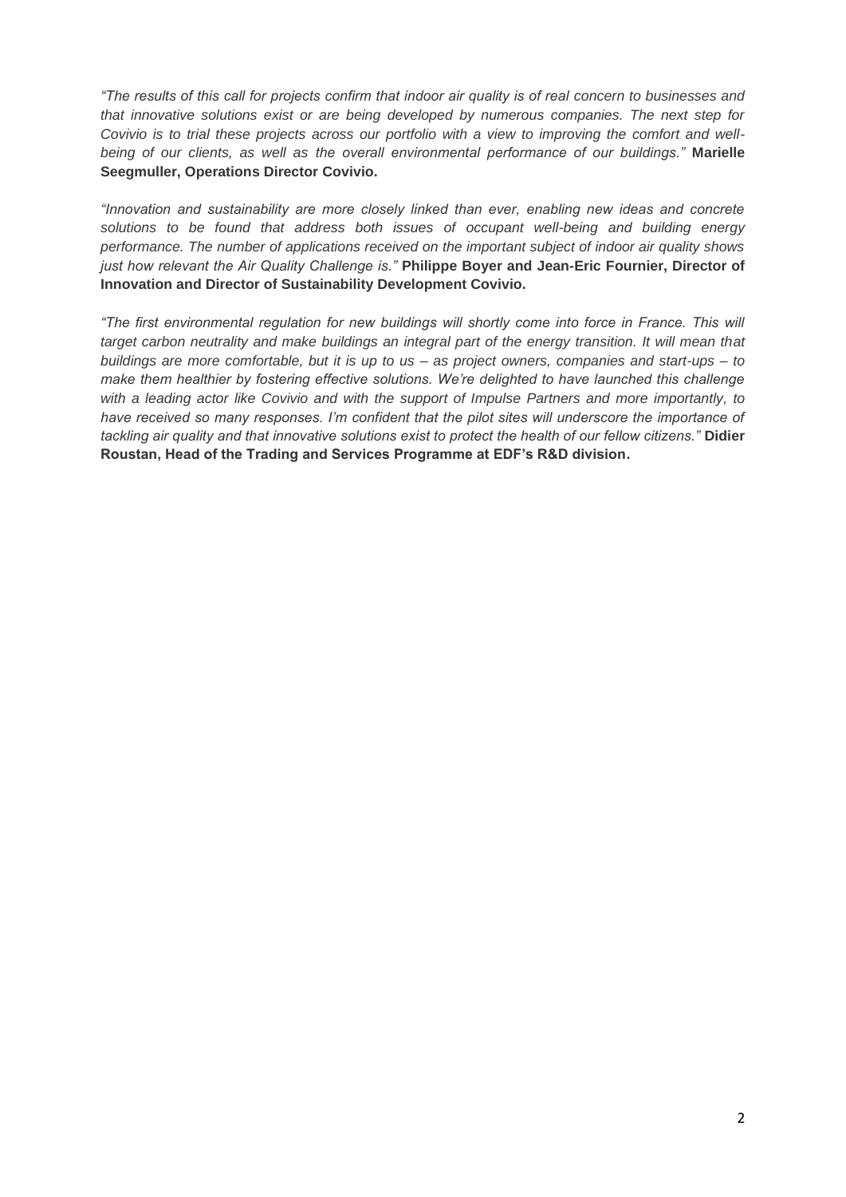*"The results of this call for projects confirm that indoor air quality is of real concern to businesses and that innovative solutions exist or are being developed by numerous companies. The next step for Covivio is to trial these projects across our portfolio with a view to improving the comfort and well-being of our clients, as well as the overall environmental performance of our buildings."* **Marielle Seegmuller, Operations Director Covivio.**

*"Innovation and sustainability are more closely linked than ever, enabling new ideas and concrete solutions to be found that address both issues of occupant well-being and building energy performance. The number of applications received on the important subject of indoor air quality shows just how relevant the Air Quality Challenge is."* **Philippe Boyer and Jean-Eric Fournier, Director of Innovation and Director of Sustainability Development Covivio.**

*"The first environmental regulation for new buildings will shortly come into force in France. This will target carbon neutrality and make buildings an integral part of the energy transition. It will mean that buildings are more comfortable, but it is up to us – as project owners, companies and start-ups – to make them healthier by fostering effective solutions. We're delighted to have launched this challenge with a leading actor like Covivio and with the support of Impulse Partners and more importantly, to have received so many responses. I'm confident that the pilot sites will underscore the importance of tackling air quality and that innovative solutions exist to protect the health of our fellow citizens."* **Didier Roustan, Head of the Trading and Services Programme at EDF's R&D division.**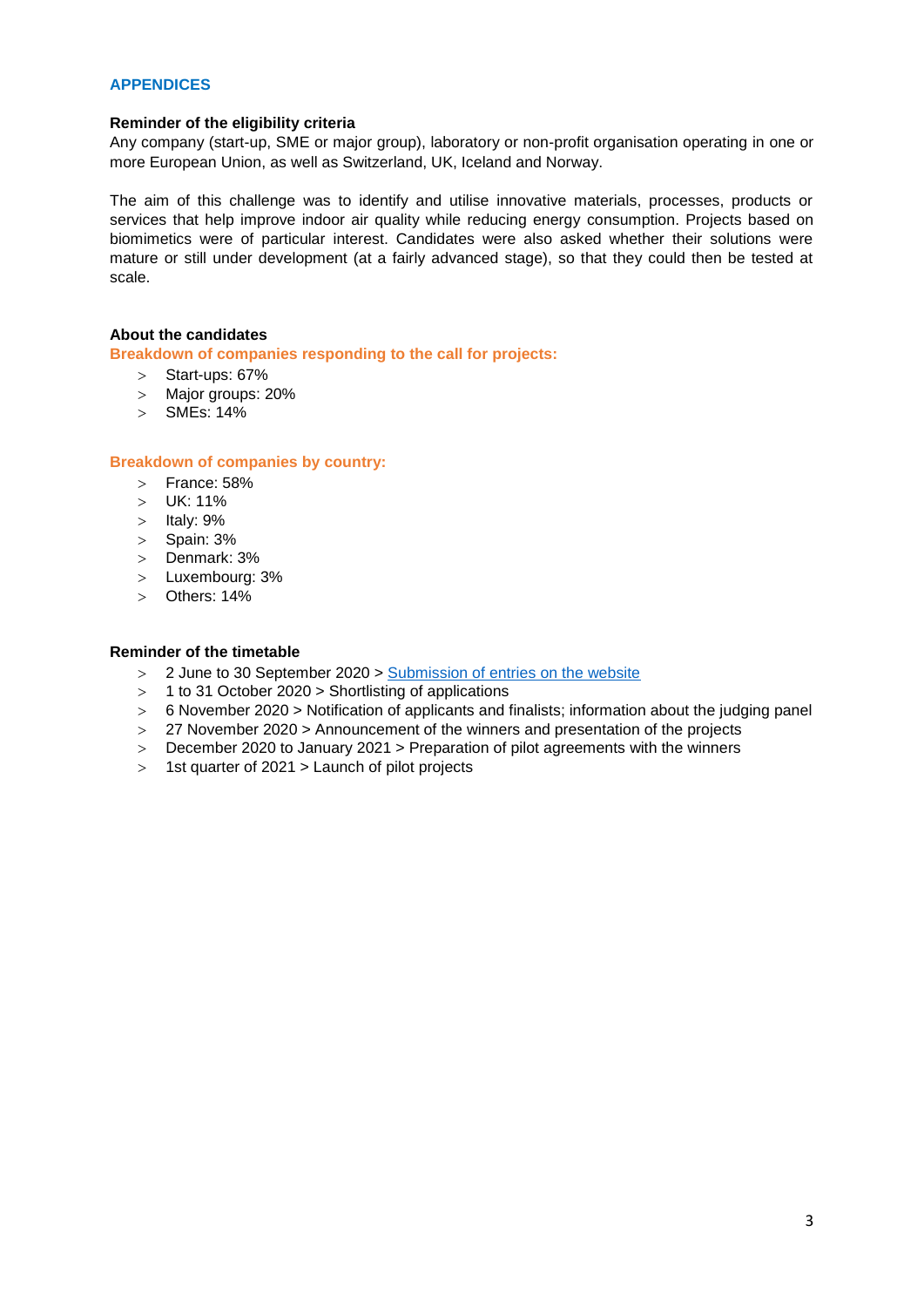## APPENDICES

**Reminder of the eligibility criteria**

Any company (start-up, SME or major group), laboratory or non-profit organisation operating in one or more European Union, as well as Switzerland, UK, Iceland and Norway.

The aim of this challenge was to identify and utilise innovative materials, processes, products or services that help improve indoor air quality while reducing energy consumption. Projects based on biomimetics were of particular interest. Candidates were also asked whether their solutions were mature or still under development (at a fairly advanced stage), so that they could then be tested at scale.

**About the candidates**

**Breakdown of companies responding to the call for projects:**

- Start-ups: 67%
- Major groups: 20%
- SMEs: 14%

**Breakdown of companies by country:**

- France: 58%
- UK: 11%
- Italy: 9%
- Spain: 3%
- Denmark: 3%
- Luxembourg: 3%
- Others: 14%

**Reminder of the timetable**

- 2 June to 30 September 2020 > Submission of entries on the website
- 1 to 31 October 2020 > Shortlisting of applications
- 6 November 2020 > Notification of applicants and finalists; information about the judging panel
- 27 November 2020 > Announcement of the winners and presentation of the projects
- December 2020 to January 2021 > Preparation of pilot agreements with the winners
- 1st quarter of 2021 > Launch of pilot projects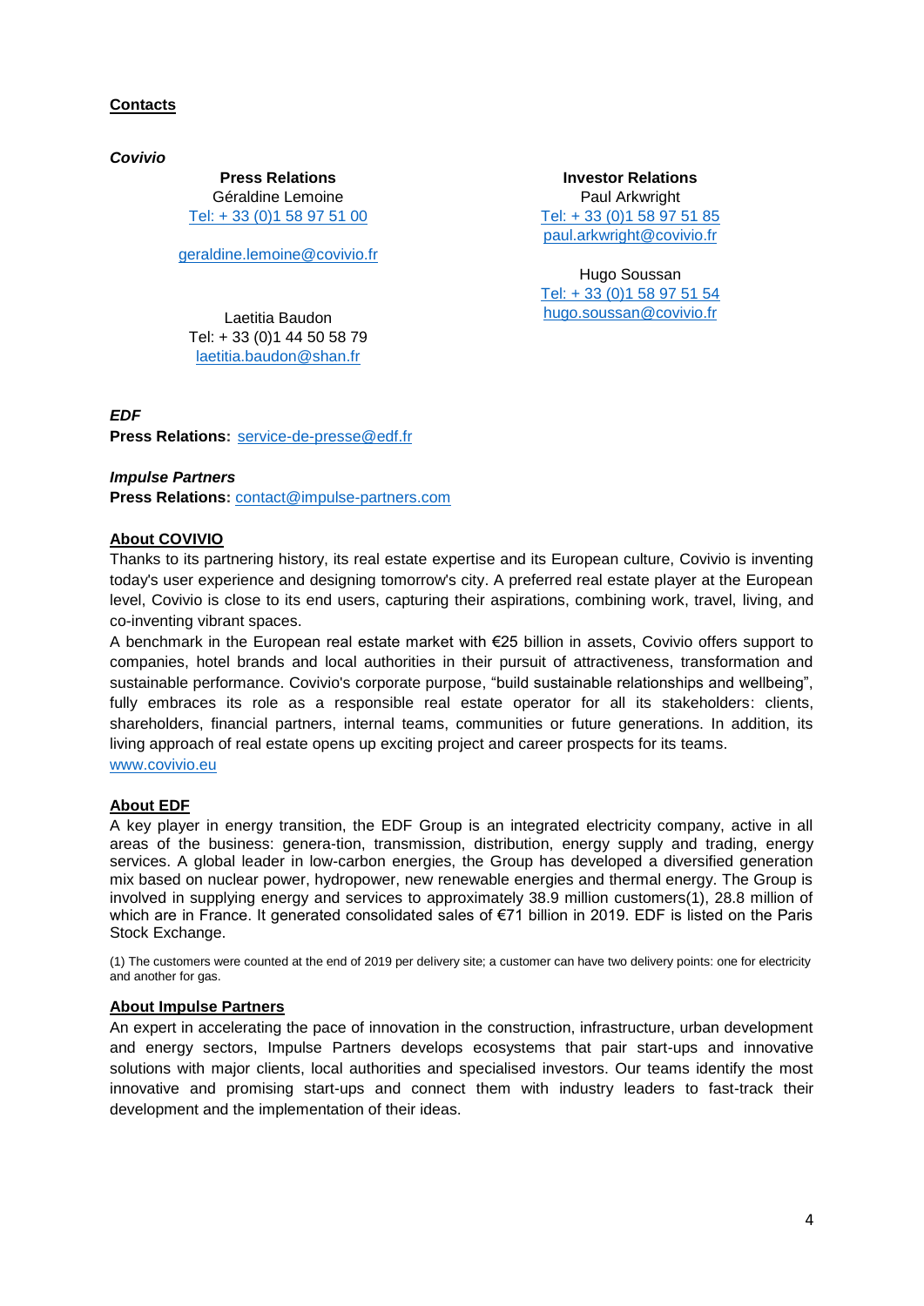**Contacts**

***Covivio***

**Press Relations**
Géraldine Lemoine
Tel: + 33 (0)1 58 97 51 00

geraldine.lemoine@covivio.fr

Laetitia Baudon
Tel: + 33 (0)1 44 50 58 79
laetitia.baudon@shan.fr

**Investor Relations**
Paul Arkwright
Tel: + 33 (0)1 58 97 51 85
paul.arkwright@covivio.fr

Hugo Soussan
Tel: + 33 (0)1 58 97 51 54
hugo.soussan@covivio.fr

***EDF***
**Press Relations:** service-de-presse@edf.fr

***Impulse Partners***
**Press Relations:** contact@impulse-partners.com

## About COVIVIO

Thanks to its partnering history, its real estate expertise and its European culture, Covivio is inventing today's user experience and designing tomorrow's city. A preferred real estate player at the European level, Covivio is close to its end users, capturing their aspirations, combining work, travel, living, and co-inventing vibrant spaces.
A benchmark in the European real estate market with €25 billion in assets, Covivio offers support to companies, hotel brands and local authorities in their pursuit of attractiveness, transformation and sustainable performance. Covivio's corporate purpose, "build sustainable relationships and wellbeing", fully embraces its role as a responsible real estate operator for all its stakeholders: clients, shareholders, financial partners, internal teams, communities or future generations. In addition, its living approach of real estate opens up exciting project and career prospects for its teams.
www.covivio.eu

## About EDF

A key player in energy transition, the EDF Group is an integrated electricity company, active in all areas of the business: genera-tion, transmission, distribution, energy supply and trading, energy services. A global leader in low-carbon energies, the Group has developed a diversified generation mix based on nuclear power, hydropower, new renewable energies and thermal energy. The Group is involved in supplying energy and services to approximately 38.9 million customers(1), 28.8 million of which are in France. It generated consolidated sales of €71 billion in 2019. EDF is listed on the Paris Stock Exchange.

(1) The customers were counted at the end of 2019 per delivery site; a customer can have two delivery points: one for electricity and another for gas.

## About Impulse Partners

An expert in accelerating the pace of innovation in the construction, infrastructure, urban development and energy sectors, Impulse Partners develops ecosystems that pair start-ups and innovative solutions with major clients, local authorities and specialised investors. Our teams identify the most innovative and promising start-ups and connect them with industry leaders to fast-track their development and the implementation of their ideas.